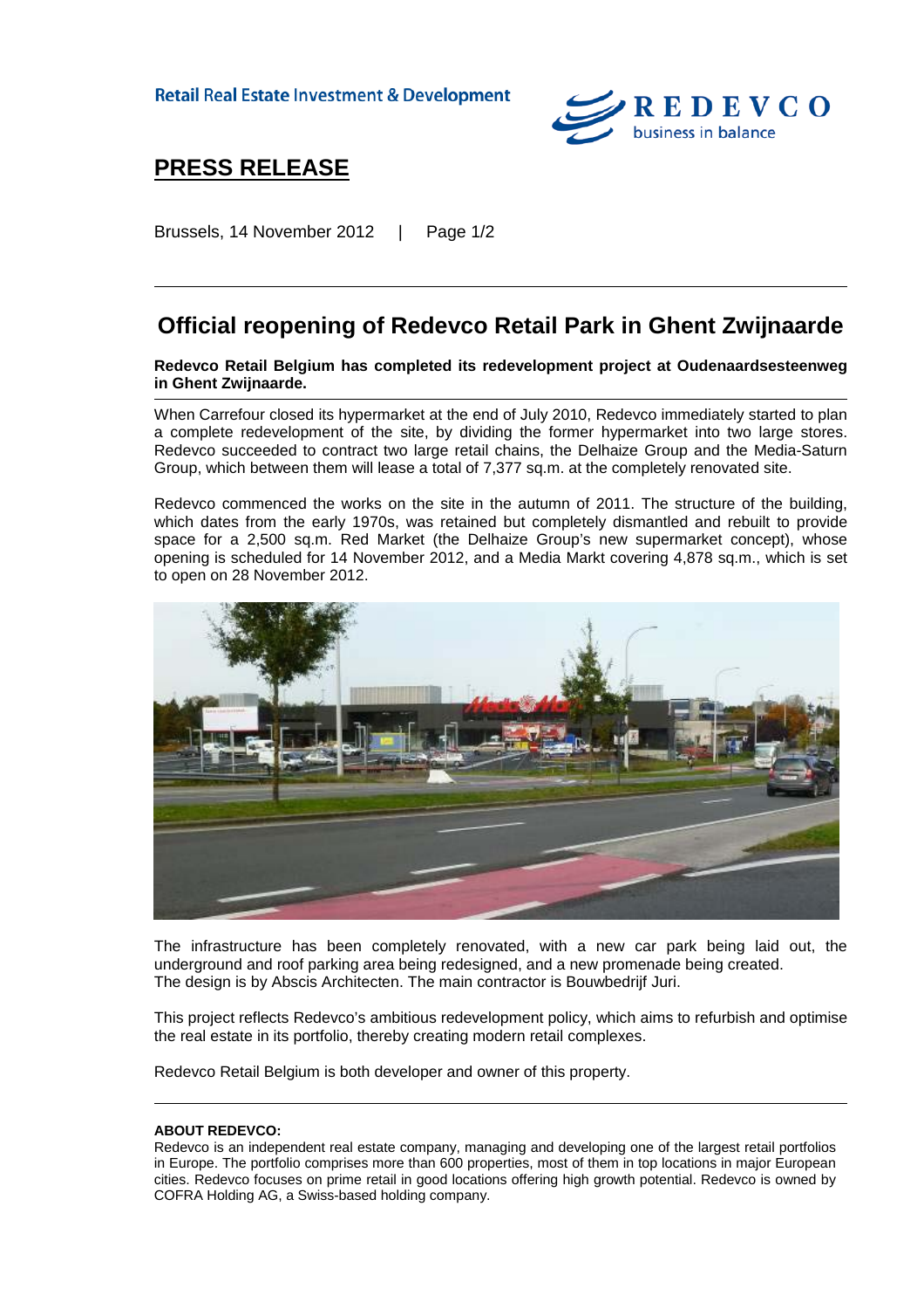Retail Real Estate Investment & Development

REDEVCO
business in balance

# PRESS RELEASE

Brussels, 14 November 2012 | Page 1/2

---

## Official reopening of Redevco Retail Park in Ghent Zwijnaarde

**Redevco Retail Belgium has completed its redevelopment project at Oudenaardsesteenweg in Ghent Zwijnaarde.**

When Carrefour closed its hypermarket at the end of July 2010, Redevco immediately started to plan a complete redevelopment of the site, by dividing the former hypermarket into two large stores. Redevco succeeded to contract two large retail chains, the Delhaize Group and the Media-Saturn Group, which between them will lease a total of 7,377 sq.m. at the completely renovated site.

Redevco commenced the works on the site in the autumn of 2011. The structure of the building, which dates from the early 1970s, was retained but completely dismantled and rebuilt to provide space for a 2,500 sq.m. Red Market (the Delhaize Group's new supermarket concept), whose opening is scheduled for 14 November 2012, and a Media Markt covering 4,878 sq.m., which is set to open on 28 November 2012.

The infrastructure has been completely renovated, with a new car park being laid out, the underground and roof parking area being redesigned, and a new promenade being created.
The design is by Abscis Architecten. The main contractor is Bouwbedrijf Juri.

This project reflects Redevco's ambitious redevelopment policy, which aims to refurbish and optimise the real estate in its portfolio, thereby creating modern retail complexes.

Redevco Retail Belgium is both developer and owner of this property.

---

**ABOUT REDEVCO:**
Redevco is an independent real estate company, managing and developing one of the largest retail portfolios in Europe. The portfolio comprises more than 600 properties, most of them in top locations in major European cities. Redevco focuses on prime retail in good locations offering high growth potential. Redevco is owned by COFRA Holding AG, a Swiss-based holding company.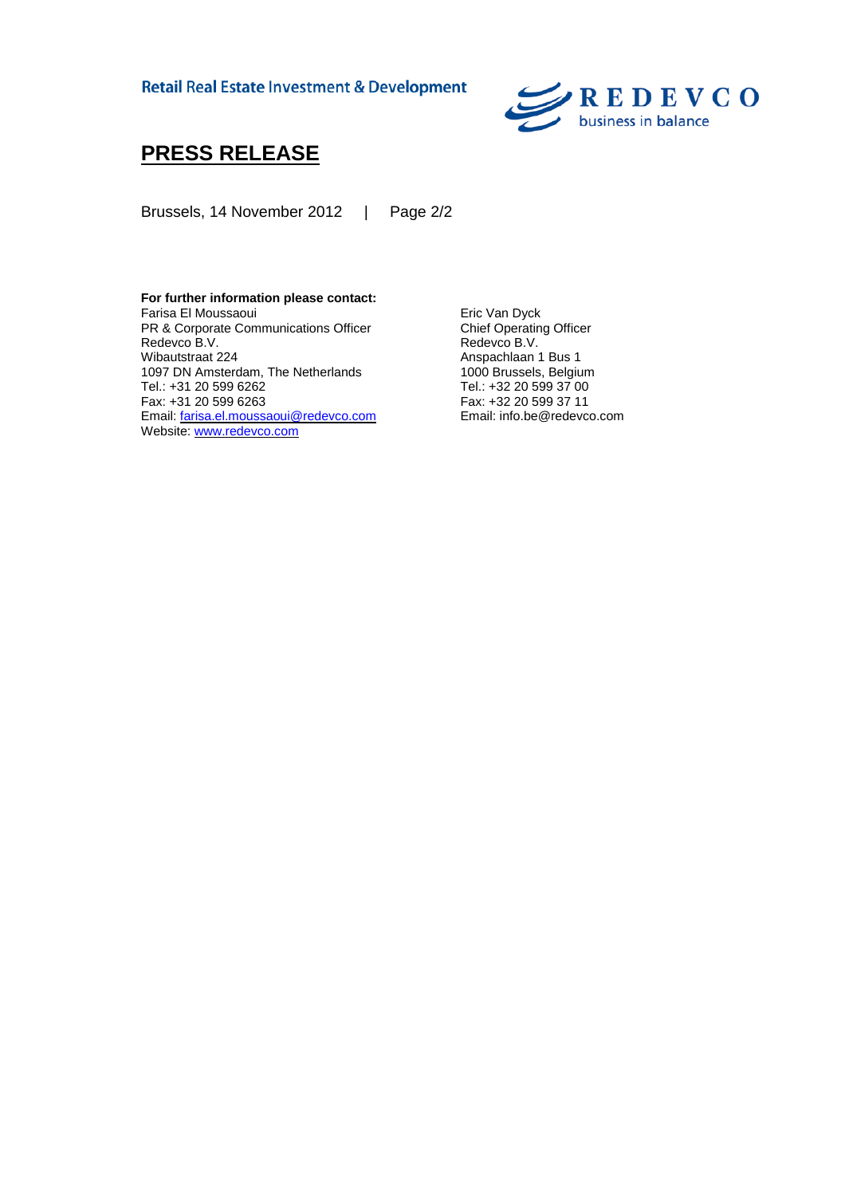**For further information please contact:**

Farisa El Moussaoui
PR & Corporate Communications Officer
Redevco B.V.
Wibautstraat 224
1097 DN Amsterdam, The Netherlands
Tel.: +31 20 599 6262
Fax: +31 20 599 6263
Email: farisa.el.moussaoui@redevco.com
Website: www.redevco.com

Eric Van Dyck
Chief Operating Officer
Redevco B.V.
Anspachlaan 1 Bus 1
1000 Brussels, Belgium
Tel.: +32 20 599 37 00
Fax: +32 20 599 37 11
Email: info.be@redevco.com